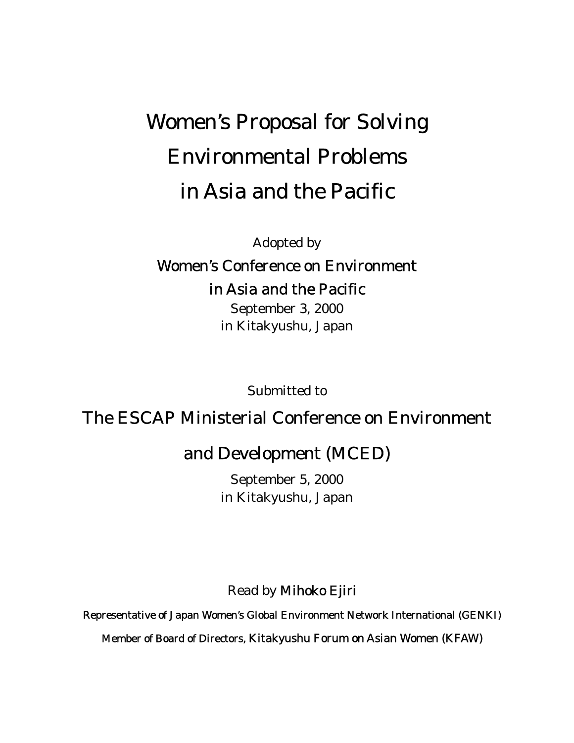# Women's Proposal for Solving Environmental Problems in Asia and the Pacific

Adopted by

Women's Conference on Environment in Asia and the Pacific

September 3, 2000

in Kitakyushu, Japan

Submitted to

## The ESCAP Ministerial Conference on Environment and Development (MCED)

September 5, 2000

in Kitakyushu, Japan

Read by Mihoko Ejiri

Representative of Japan Women's Global Environment Network International (GENKI)

Member of Board of Directors, Kitakyushu Forum on Asian Women (KFAW)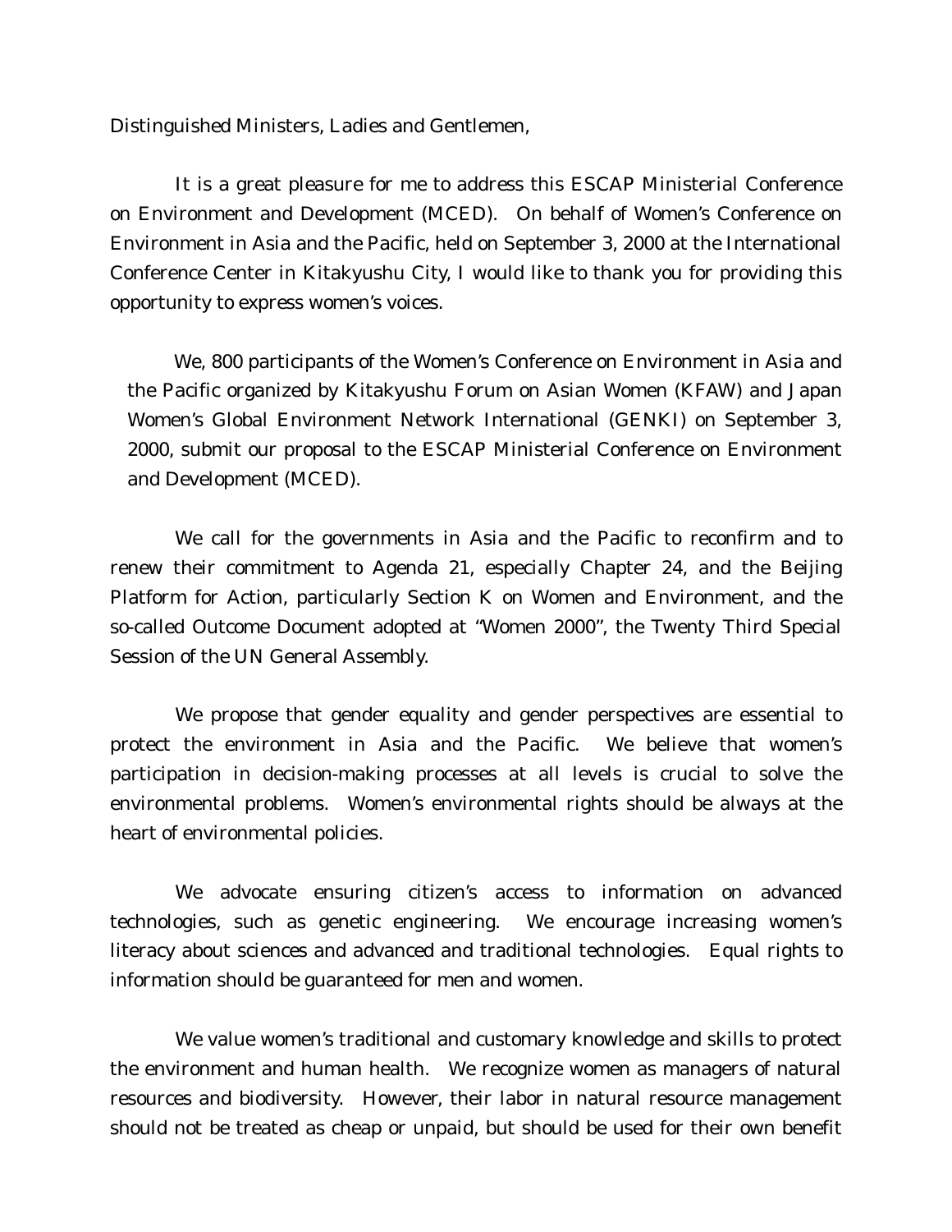Distinguished Ministers, Ladies and Gentlemen,

It is a great pleasure for me to address this ESCAP Ministerial Conference on Environment and Development (MCED). On behalf of Women's Conference on Environment in Asia and the Pacific, held on September 3, 2000 at the International Conference Center in Kitakyushu City, I would like to thank you for providing this opportunity to express women's voices.

We, 800 participants of the Women's Conference on Environment in Asia and the Pacific organized by Kitakyushu Forum on Asian Women (KFAW) and Japan Women's Global Environment Network International (GENKI) on September 3, 2000, submit our proposal to the ESCAP Ministerial Conference on Environment and Development (MCED).

We call for the governments in Asia and the Pacific to reconfirm and to renew their commitment to Agenda 21, especially Chapter 24, and the Beijing Platform for Action, particularly Section K on Women and Environment, and the so-called Outcome Document adopted at "Women 2000", the Twenty Third Special Session of the UN General Assembly.

We propose that gender equality and gender perspectives are essential to protect the environment in Asia and the Pacific. We believe that women's participation in decision-making processes at all levels is crucial to solve the environmental problems. Women's environmental rights should be always at the heart of environmental policies.

We advocate ensuring citizen's access to information on advanced technologies, such as genetic engineering. We encourage increasing women's literacy about sciences and advanced and traditional technologies. Equal rights to information should be guaranteed for men and women.

We value women's traditional and customary knowledge and skills to protect the environment and human health. We recognize women as managers of natural resources and biodiversity. However, their labor in natural resource management should not be treated as cheap or unpaid, but should be used for their own benefit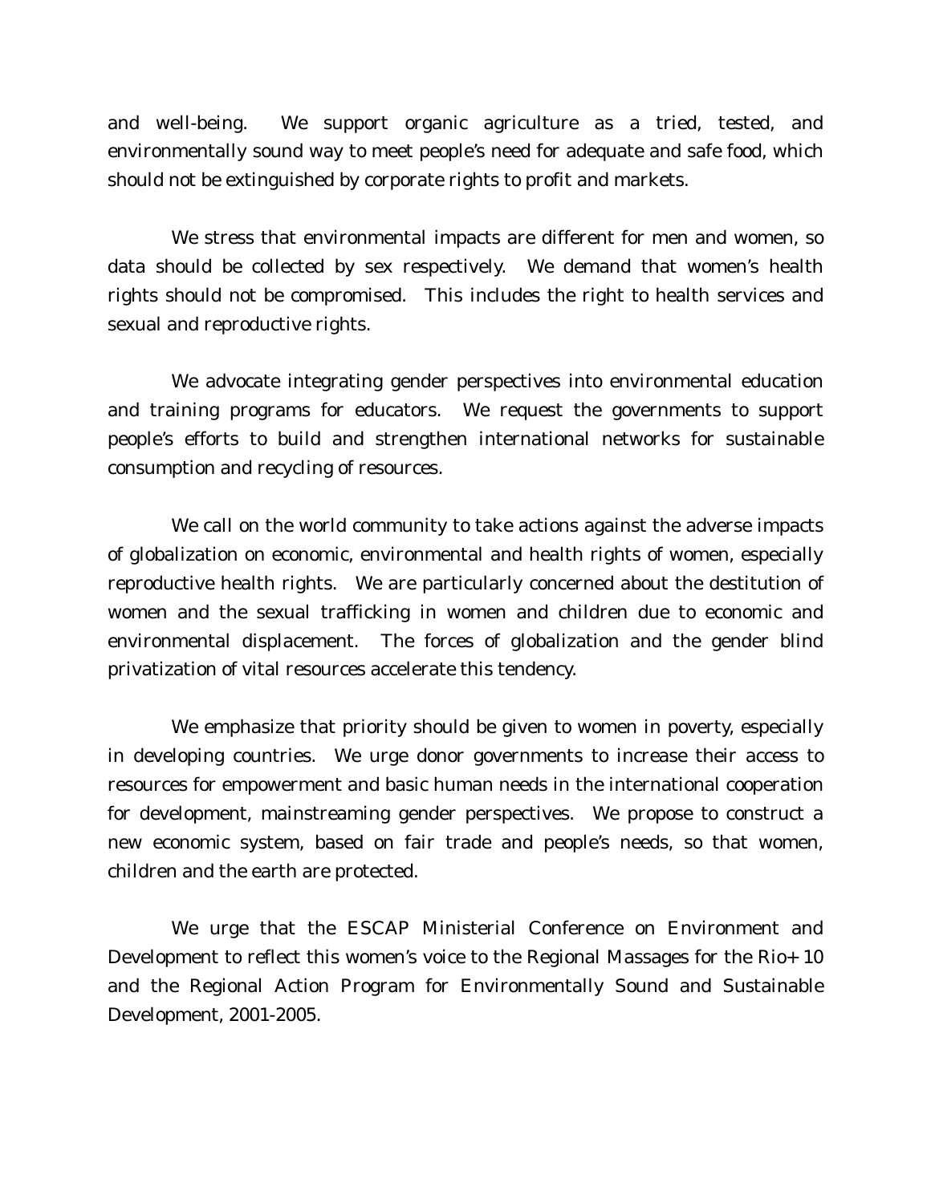and well-being. We support organic agriculture as a tried, tested, and environmentally sound way to meet people's need for adequate and safe food, which should not be extinguished by corporate rights to profit and markets.

We stress that environmental impacts are different for men and women, so data should be collected by sex respectively. We demand that women's health rights should not be compromised. This includes the right to health services and sexual and reproductive rights.

We advocate integrating gender perspectives into environmental education and training programs for educators. We request the governments to support people's efforts to build and strengthen international networks for sustainable consumption and recycling of resources.

We call on the world community to take actions against the adverse impacts of globalization on economic, environmental and health rights of women, especially reproductive health rights. We are particularly concerned about the destitution of women and the sexual trafficking in women and children due to economic and environmental displacement. The forces of globalization and the gender blind privatization of vital resources accelerate this tendency.

We emphasize that priority should be given to women in poverty, especially in developing countries. We urge donor governments to increase their access to resources for empowerment and basic human needs in the international cooperation for development, mainstreaming gender perspectives. We propose to construct a new economic system, based on fair trade and people's needs, so that women, children and the earth are protected.

We urge that the ESCAP Ministerial Conference on Environment and Development to reflect this women's voice to the Regional Massages for the Rio+10 and the Regional Action Program for Environmentally Sound and Sustainable Development, 2001-2005.